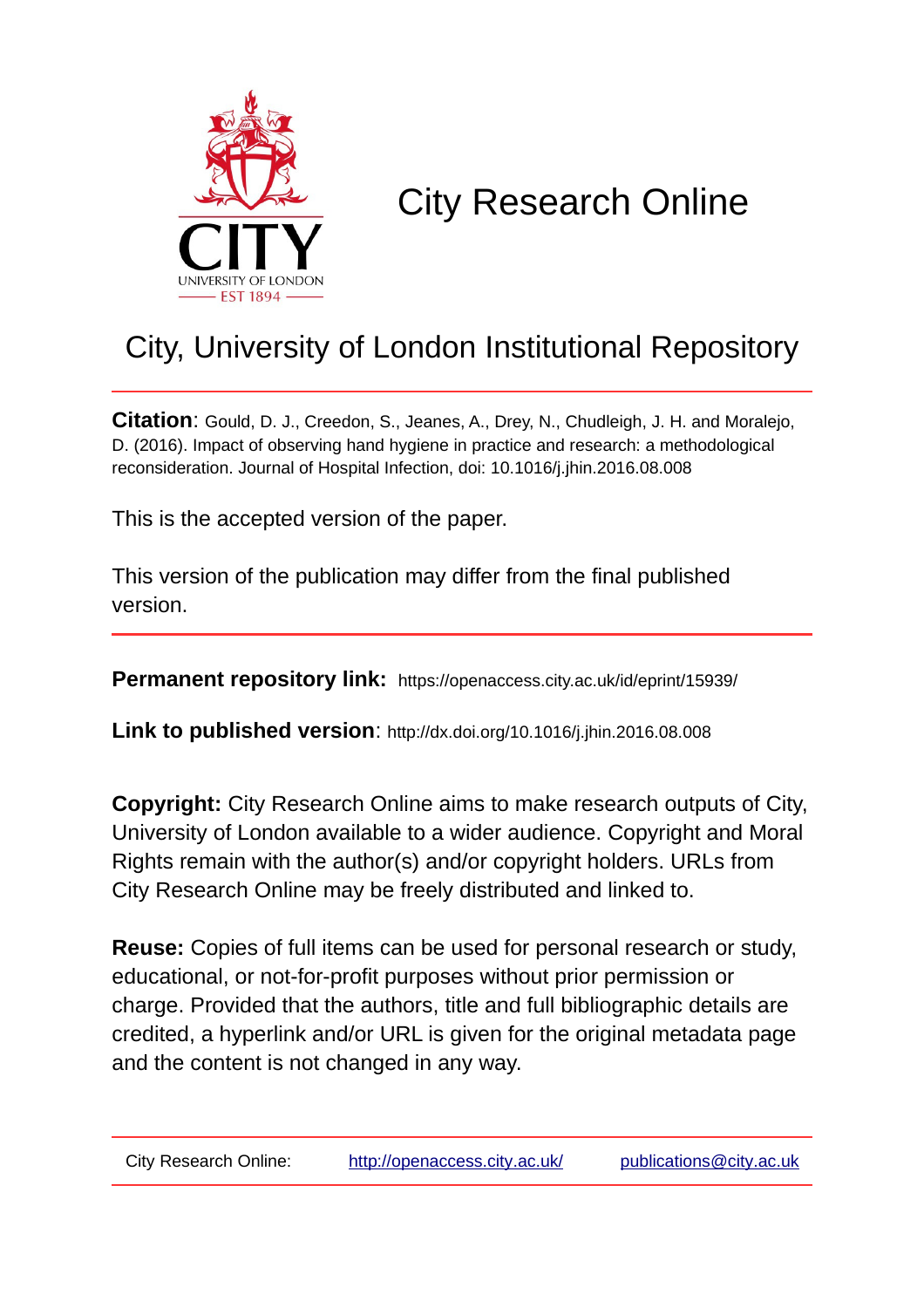# City Research Online

## City, University of London Institutional Repository

**Citation**: Gould, D. J., Creedon, S., Jeanes, A., Drey, N., Chudleigh, J. H. and Moralejo, D. (2016). Impact of observing hand hygiene in practice and research: a methodological reconsideration. Journal of Hospital Infection, doi: 10.1016/j.jhin.2016.08.008

This is the accepted version of the paper.

This version of the publication may differ from the final published version.

**Permanent repository link:** https://openaccess.city.ac.uk/id/eprint/15939/

**Link to published version**: http://dx.doi.org/10.1016/j.jhin.2016.08.008

**Copyright:** City Research Online aims to make research outputs of City, University of London available to a wider audience. Copyright and Moral Rights remain with the author(s) and/or copyright holders. URLs from City Research Online may be freely distributed and linked to.

**Reuse:** Copies of full items can be used for personal research or study, educational, or not-for-profit purposes without prior permission or charge. Provided that the authors, title and full bibliographic details are credited, a hyperlink and/or URL is given for the original metadata page and the content is not changed in any way.

City Research Online: http://openaccess.city.ac.uk/ publications@city.ac.uk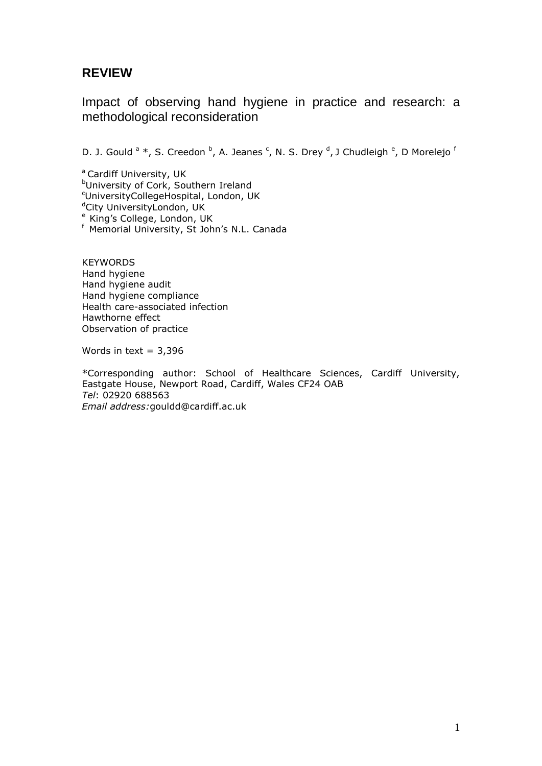# REVIEW

## Impact of observing hand hygiene in practice and research: a methodological reconsideration

D. J. Gould [a] *, S. Creedon [b], A. Jeanes [c], N. S. Drey [d], J Chudleigh [e], D Morelejo [f]

[a] Cardiff University, UK
[b] University of Cork, Southern Ireland
[c] UniversityCollegeHospital, London, UK
[d] City UniversityLondon, UK
[e] King's College, London, UK
[f] Memorial University, St John's N.L. Canada

KEYWORDS
Hand hygiene
Hand hygiene audit
Hand hygiene compliance
Health care-associated infection
Hawthorne effect
Observation of practice

Words in text = 3,396

*Corresponding author: School of Healthcare Sciences, Cardiff University, Eastgate House, Newport Road, Cardiff, Wales CF24 OAB
*Tel*: 02920 688563
*Email address:* gouldd@cardiff.ac.uk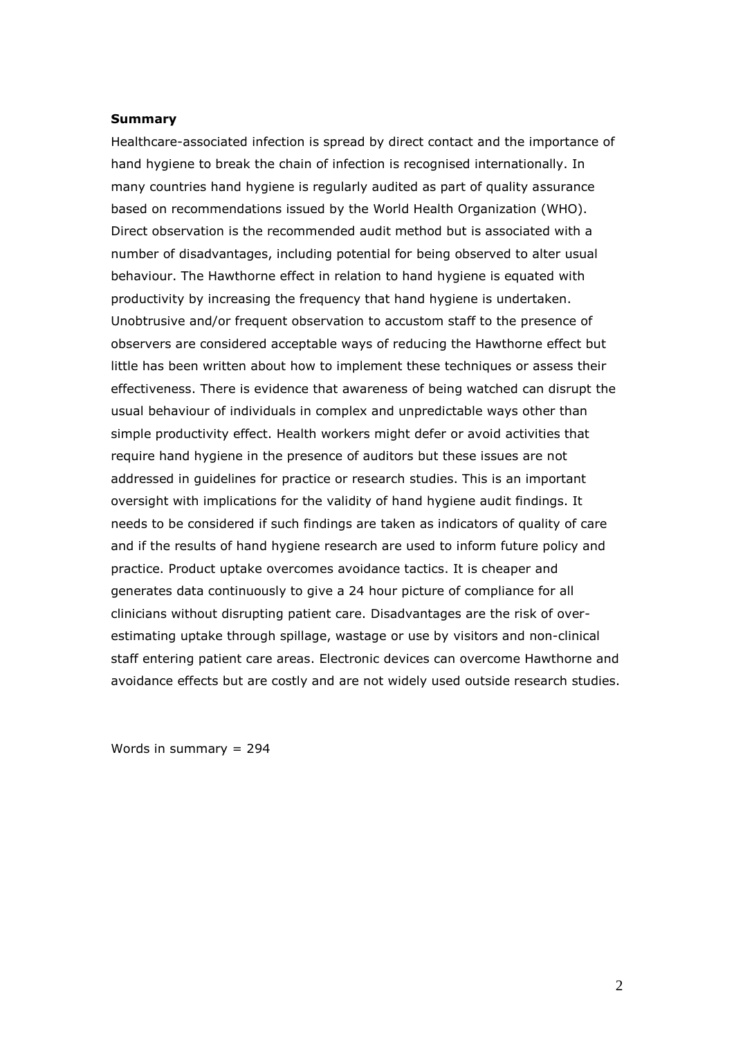**Summary**

Healthcare-associated infection is spread by direct contact and the importance of hand hygiene to break the chain of infection is recognised internationally. In many countries hand hygiene is regularly audited as part of quality assurance based on recommendations issued by the World Health Organization (WHO). Direct observation is the recommended audit method but is associated with a number of disadvantages, including potential for being observed to alter usual behaviour. The Hawthorne effect in relation to hand hygiene is equated with productivity by increasing the frequency that hand hygiene is undertaken. Unobtrusive and/or frequent observation to accustom staff to the presence of observers are considered acceptable ways of reducing the Hawthorne effect but little has been written about how to implement these techniques or assess their effectiveness. There is evidence that awareness of being watched can disrupt the usual behaviour of individuals in complex and unpredictable ways other than simple productivity effect. Health workers might defer or avoid activities that require hand hygiene in the presence of auditors but these issues are not addressed in guidelines for practice or research studies. This is an important oversight with implications for the validity of hand hygiene audit findings. It needs to be considered if such findings are taken as indicators of quality of care and if the results of hand hygiene research are used to inform future policy and practice. Product uptake overcomes avoidance tactics. It is cheaper and generates data continuously to give a 24 hour picture of compliance for all clinicians without disrupting patient care. Disadvantages are the risk of over-estimating uptake through spillage, wastage or use by visitors and non-clinical staff entering patient care areas. Electronic devices can overcome Hawthorne and avoidance effects but are costly and are not widely used outside research studies.

Words in summary = 294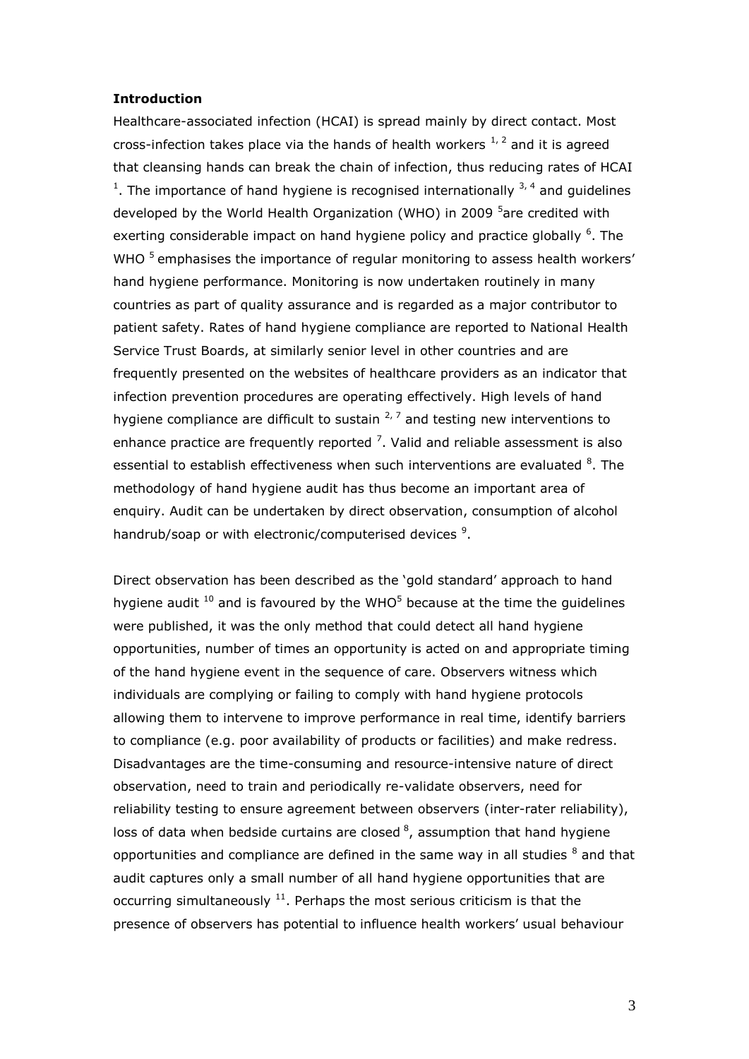**Introduction**

Healthcare-associated infection (HCAI) is spread mainly by direct contact. Most cross-infection takes place via the hands of health workers [1, 2] and it is agreed that cleansing hands can break the chain of infection, thus reducing rates of HCAI [1]. The importance of hand hygiene is recognised internationally [3, 4] and guidelines developed by the World Health Organization (WHO) in 2009 [5]are credited with exerting considerable impact on hand hygiene policy and practice globally [6]. The WHO [5] emphasises the importance of regular monitoring to assess health workers' hand hygiene performance. Monitoring is now undertaken routinely in many countries as part of quality assurance and is regarded as a major contributor to patient safety. Rates of hand hygiene compliance are reported to National Health Service Trust Boards, at similarly senior level in other countries and are frequently presented on the websites of healthcare providers as an indicator that infection prevention procedures are operating effectively. High levels of hand hygiene compliance are difficult to sustain [2, 7] and testing new interventions to enhance practice are frequently reported [7]. Valid and reliable assessment is also essential to establish effectiveness when such interventions are evaluated [8]. The methodology of hand hygiene audit has thus become an important area of enquiry. Audit can be undertaken by direct observation, consumption of alcohol handrub/soap or with electronic/computerised devices [9].

Direct observation has been described as the 'gold standard' approach to hand hygiene audit [10] and is favoured by the WHO[5] because at the time the guidelines were published, it was the only method that could detect all hand hygiene opportunities, number of times an opportunity is acted on and appropriate timing of the hand hygiene event in the sequence of care. Observers witness which individuals are complying or failing to comply with hand hygiene protocols allowing them to intervene to improve performance in real time, identify barriers to compliance (e.g. poor availability of products or facilities) and make redress. Disadvantages are the time-consuming and resource-intensive nature of direct observation, need to train and periodically re-validate observers, need for reliability testing to ensure agreement between observers (inter-rater reliability), loss of data when bedside curtains are closed [8], assumption that hand hygiene opportunities and compliance are defined in the same way in all studies [8] and that audit captures only a small number of all hand hygiene opportunities that are occurring simultaneously [11]. Perhaps the most serious criticism is that the presence of observers has potential to influence health workers' usual behaviour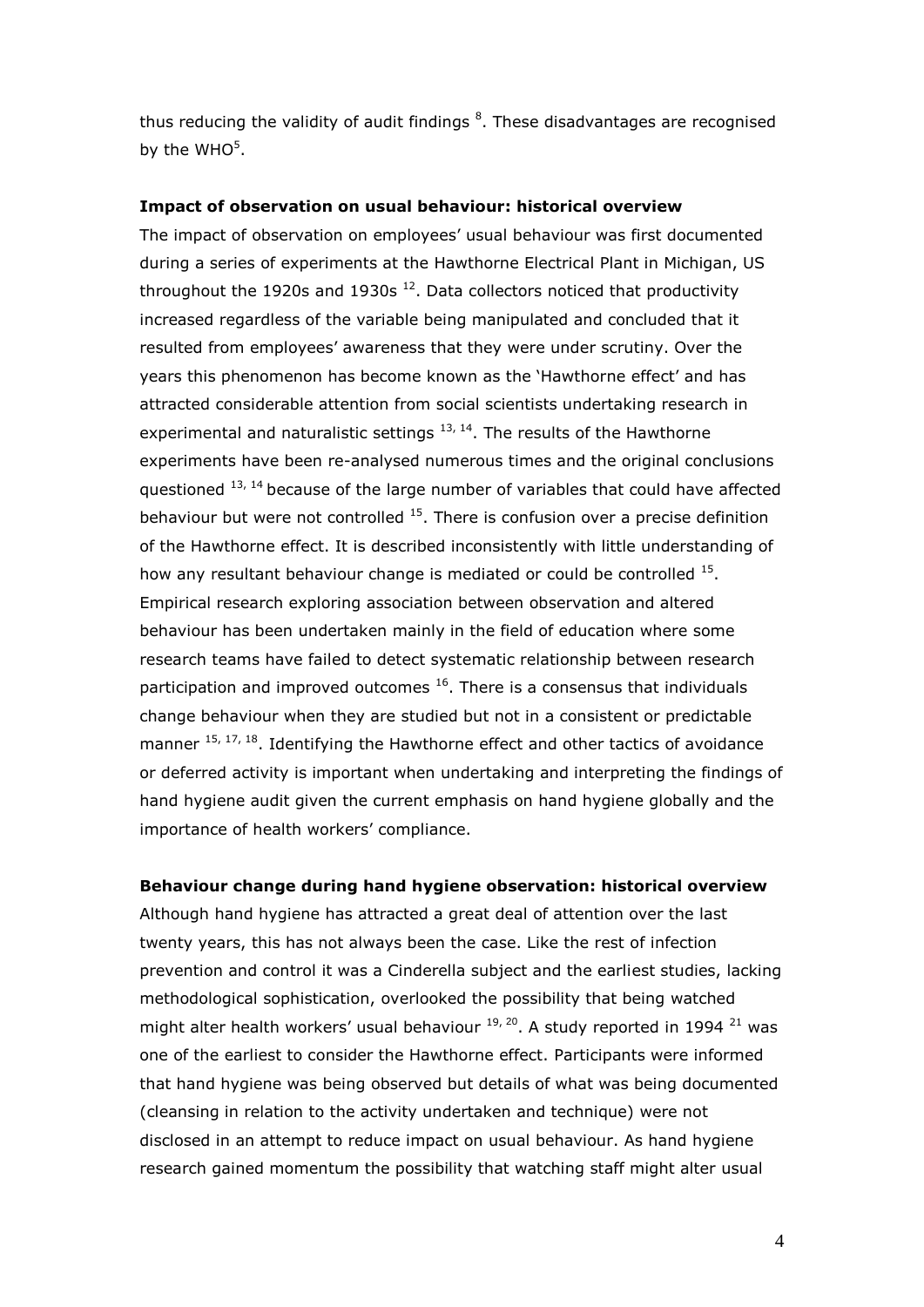thus reducing the validity of audit findings [8]. These disadvantages are recognised by the WHO[5].

**Impact of observation on usual behaviour: historical overview**

The impact of observation on employees' usual behaviour was first documented during a series of experiments at the Hawthorne Electrical Plant in Michigan, US throughout the 1920s and 1930s [12]. Data collectors noticed that productivity increased regardless of the variable being manipulated and concluded that it resulted from employees' awareness that they were under scrutiny. Over the years this phenomenon has become known as the 'Hawthorne effect' and has attracted considerable attention from social scientists undertaking research in experimental and naturalistic settings [13, 14]. The results of the Hawthorne experiments have been re-analysed numerous times and the original conclusions questioned [13, 14] because of the large number of variables that could have affected behaviour but were not controlled [15]. There is confusion over a precise definition of the Hawthorne effect. It is described inconsistently with little understanding of how any resultant behaviour change is mediated or could be controlled [15]. Empirical research exploring association between observation and altered behaviour has been undertaken mainly in the field of education where some research teams have failed to detect systematic relationship between research participation and improved outcomes [16]. There is a consensus that individuals change behaviour when they are studied but not in a consistent or predictable manner [15, 17, 18]. Identifying the Hawthorne effect and other tactics of avoidance or deferred activity is important when undertaking and interpreting the findings of hand hygiene audit given the current emphasis on hand hygiene globally and the importance of health workers' compliance.

**Behaviour change during hand hygiene observation: historical overview**

Although hand hygiene has attracted a great deal of attention over the last twenty years, this has not always been the case. Like the rest of infection prevention and control it was a Cinderella subject and the earliest studies, lacking methodological sophistication, overlooked the possibility that being watched might alter health workers' usual behaviour [19, 20]. A study reported in 1994 [21] was one of the earliest to consider the Hawthorne effect. Participants were informed that hand hygiene was being observed but details of what was being documented (cleansing in relation to the activity undertaken and technique) were not disclosed in an attempt to reduce impact on usual behaviour. As hand hygiene research gained momentum the possibility that watching staff might alter usual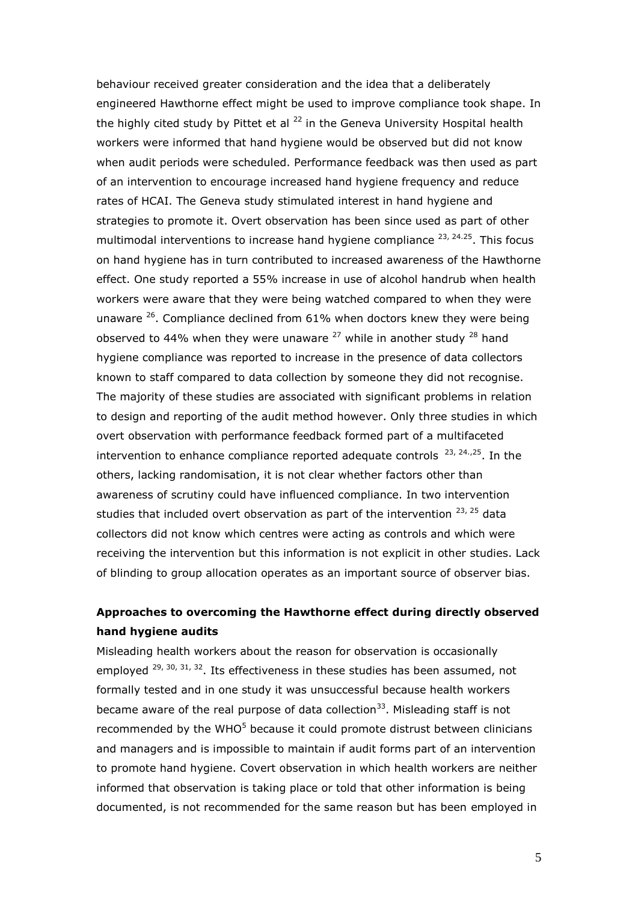behaviour received greater consideration and the idea that a deliberately engineered Hawthorne effect might be used to improve compliance took shape. In the highly cited study by Pittet et al [22] in the Geneva University Hospital health workers were informed that hand hygiene would be observed but did not know when audit periods were scheduled. Performance feedback was then used as part of an intervention to encourage increased hand hygiene frequency and reduce rates of HCAI. The Geneva study stimulated interest in hand hygiene and strategies to promote it. Overt observation has been since used as part of other multimodal interventions to increase hand hygiene compliance [23, 24.25]. This focus on hand hygiene has in turn contributed to increased awareness of the Hawthorne effect. One study reported a 55% increase in use of alcohol handrub when health workers were aware that they were being watched compared to when they were unaware [26]. Compliance declined from 61% when doctors knew they were being observed to 44% when they were unaware [27] while in another study [28] hand hygiene compliance was reported to increase in the presence of data collectors known to staff compared to data collection by someone they did not recognise. The majority of these studies are associated with significant problems in relation to design and reporting of the audit method however. Only three studies in which overt observation with performance feedback formed part of a multifaceted intervention to enhance compliance reported adequate controls [23, 24.,25]. In the others, lacking randomisation, it is not clear whether factors other than awareness of scrutiny could have influenced compliance. In two intervention studies that included overt observation as part of the intervention [23, 25] data collectors did not know which centres were acting as controls and which were receiving the intervention but this information is not explicit in other studies. Lack of blinding to group allocation operates as an important source of observer bias.

## Approaches to overcoming the Hawthorne effect during directly observed hand hygiene audits

Misleading health workers about the reason for observation is occasionally employed [29, 30, 31, 32]. Its effectiveness in these studies has been assumed, not formally tested and in one study it was unsuccessful because health workers became aware of the real purpose of data collection[33]. Misleading staff is not recommended by the WHO[5] because it could promote distrust between clinicians and managers and is impossible to maintain if audit forms part of an intervention to promote hand hygiene. Covert observation in which health workers are neither informed that observation is taking place or told that other information is being documented, is not recommended for the same reason but has been employed in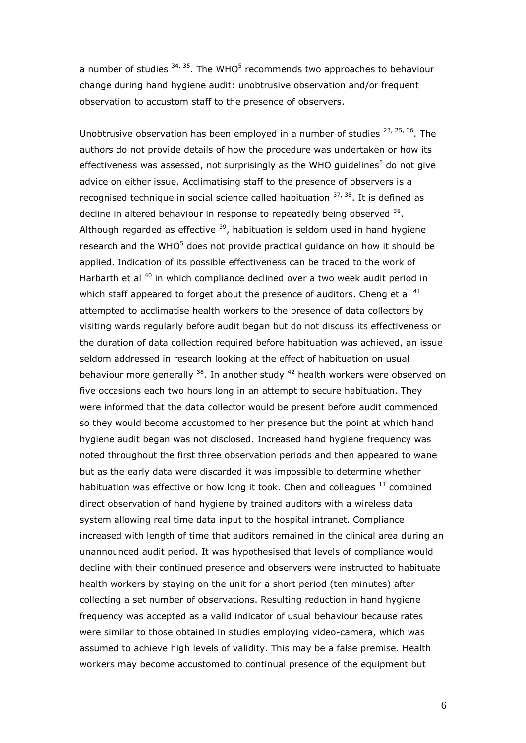a number of studies [34, 35]. The WHO[5] recommends two approaches to behaviour change during hand hygiene audit: unobtrusive observation and/or frequent observation to accustom staff to the presence of observers.

Unobtrusive observation has been employed in a number of studies [23, 25, 36]. The authors do not provide details of how the procedure was undertaken or how its effectiveness was assessed, not surprisingly as the WHO guidelines[5] do not give advice on either issue. Acclimatising staff to the presence of observers is a recognised technique in social science called habituation [37, 38]. It is defined as decline in altered behaviour in response to repeatedly being observed [38]. Although regarded as effective [39], habituation is seldom used in hand hygiene research and the WHO[5] does not provide practical guidance on how it should be applied. Indication of its possible effectiveness can be traced to the work of Harbarth et al [40] in which compliance declined over a two week audit period in which staff appeared to forget about the presence of auditors. Cheng et al [41] attempted to acclimatise health workers to the presence of data collectors by visiting wards regularly before audit began but do not discuss its effectiveness or the duration of data collection required before habituation was achieved, an issue seldom addressed in research looking at the effect of habituation on usual behaviour more generally [38]. In another study [42] health workers were observed on five occasions each two hours long in an attempt to secure habituation. They were informed that the data collector would be present before audit commenced so they would become accustomed to her presence but the point at which hand hygiene audit began was not disclosed. Increased hand hygiene frequency was noted throughout the first three observation periods and then appeared to wane but as the early data were discarded it was impossible to determine whether habituation was effective or how long it took. Chen and colleagues [11] combined direct observation of hand hygiene by trained auditors with a wireless data system allowing real time data input to the hospital intranet. Compliance increased with length of time that auditors remained in the clinical area during an unannounced audit period. It was hypothesised that levels of compliance would decline with their continued presence and observers were instructed to habituate health workers by staying on the unit for a short period (ten minutes) after collecting a set number of observations. Resulting reduction in hand hygiene frequency was accepted as a valid indicator of usual behaviour because rates were similar to those obtained in studies employing video-camera, which was assumed to achieve high levels of validity. This may be a false premise. Health workers may become accustomed to continual presence of the equipment but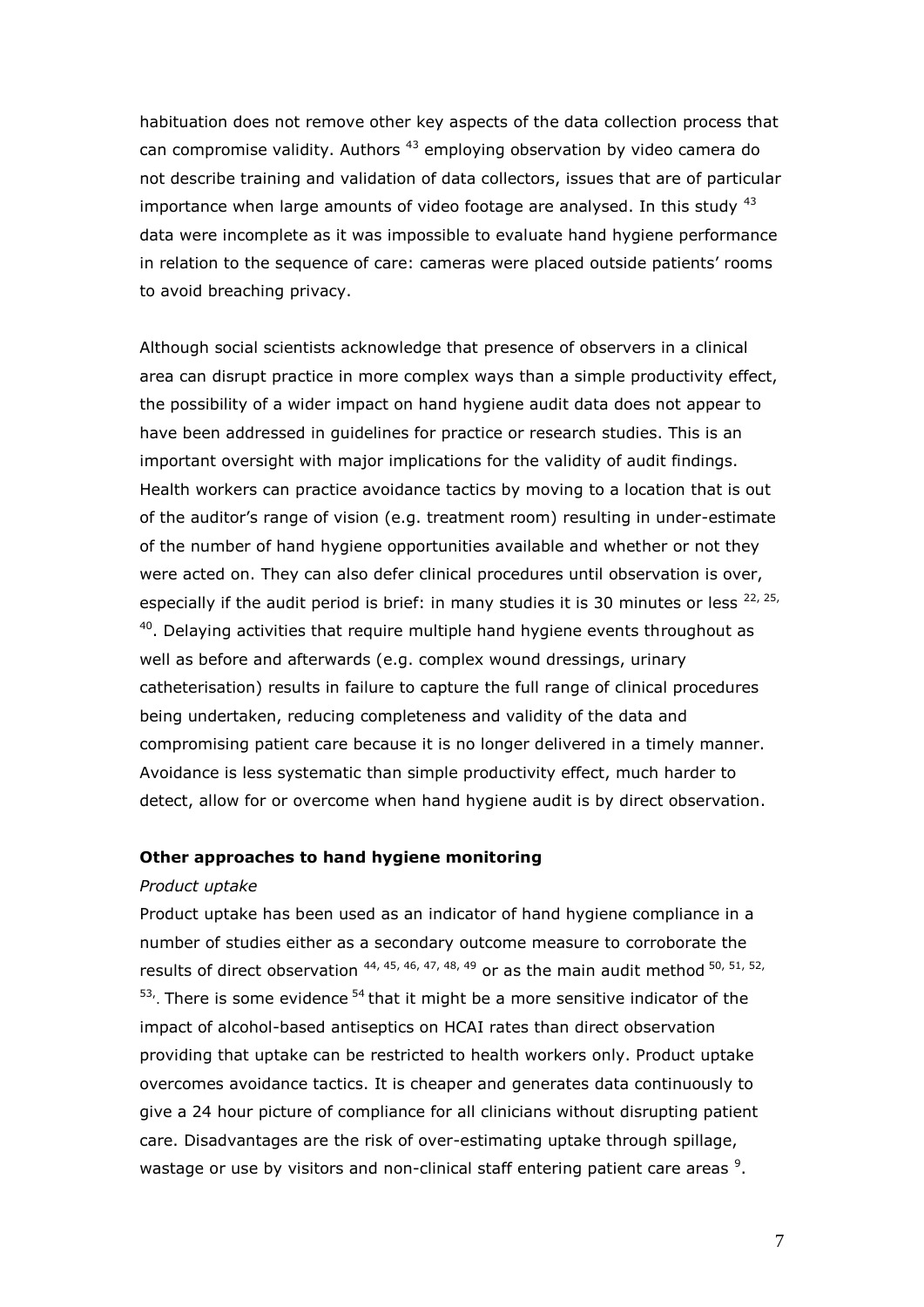habituation does not remove other key aspects of the data collection process that can compromise validity. Authors [43] employing observation by video camera do not describe training and validation of data collectors, issues that are of particular importance when large amounts of video footage are analysed. In this study [43] data were incomplete as it was impossible to evaluate hand hygiene performance in relation to the sequence of care: cameras were placed outside patients' rooms to avoid breaching privacy.

Although social scientists acknowledge that presence of observers in a clinical area can disrupt practice in more complex ways than a simple productivity effect, the possibility of a wider impact on hand hygiene audit data does not appear to have been addressed in guidelines for practice or research studies. This is an important oversight with major implications for the validity of audit findings. Health workers can practice avoidance tactics by moving to a location that is out of the auditor's range of vision (e.g. treatment room) resulting in under-estimate of the number of hand hygiene opportunities available and whether or not they were acted on. They can also defer clinical procedures until observation is over, especially if the audit period is brief: in many studies it is 30 minutes or less [22, 25, 40]. Delaying activities that require multiple hand hygiene events throughout as well as before and afterwards (e.g. complex wound dressings, urinary catheterisation) results in failure to capture the full range of clinical procedures being undertaken, reducing completeness and validity of the data and compromising patient care because it is no longer delivered in a timely manner. Avoidance is less systematic than simple productivity effect, much harder to detect, allow for or overcome when hand hygiene audit is by direct observation.

**Other approaches to hand hygiene monitoring**

*Product uptake*

Product uptake has been used as an indicator of hand hygiene compliance in a number of studies either as a secondary outcome measure to corroborate the results of direct observation [44, 45, 46, 47, 48, 49] or as the main audit method [50, 51, 52, 53]. There is some evidence [54] that it might be a more sensitive indicator of the impact of alcohol-based antiseptics on HCAI rates than direct observation providing that uptake can be restricted to health workers only. Product uptake overcomes avoidance tactics. It is cheaper and generates data continuously to give a 24 hour picture of compliance for all clinicians without disrupting patient care. Disadvantages are the risk of over-estimating uptake through spillage, wastage or use by visitors and non-clinical staff entering patient care areas [9].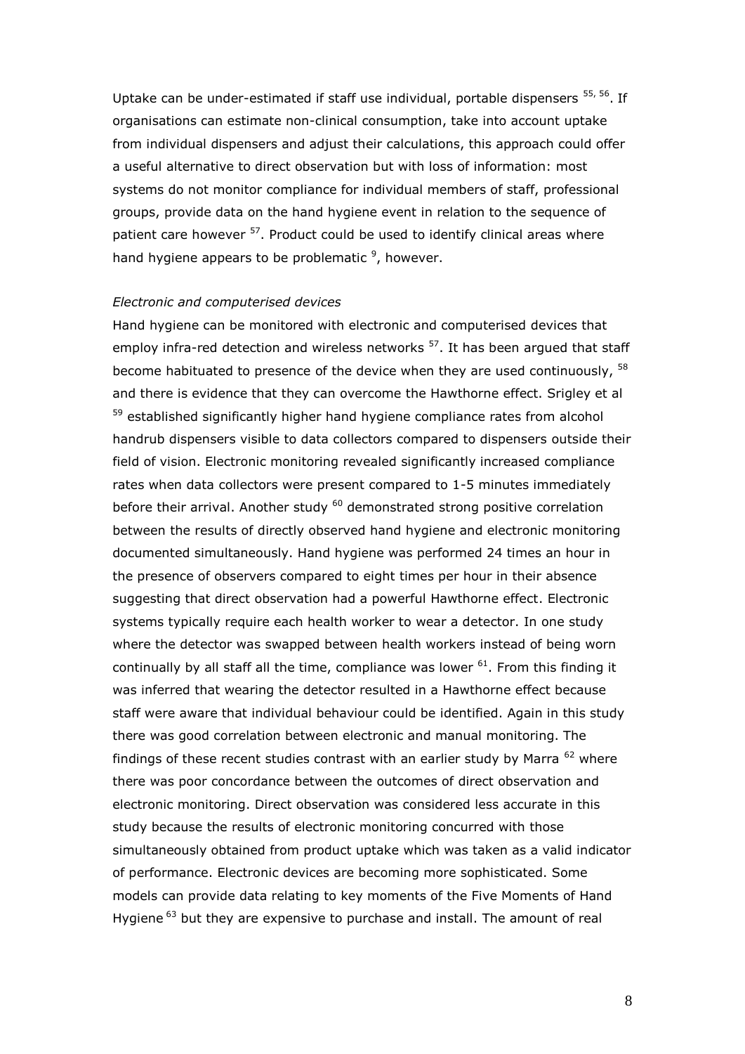Uptake can be under-estimated if staff use individual, portable dispensers [55, 56]. If organisations can estimate non-clinical consumption, take into account uptake from individual dispensers and adjust their calculations, this approach could offer a useful alternative to direct observation but with loss of information: most systems do not monitor compliance for individual members of staff, professional groups, provide data on the hand hygiene event in relation to the sequence of patient care however [57]. Product could be used to identify clinical areas where hand hygiene appears to be problematic [9], however.

*Electronic and computerised devices*

Hand hygiene can be monitored with electronic and computerised devices that employ infra-red detection and wireless networks [57]. It has been argued that staff become habituated to presence of the device when they are used continuously, [58] and there is evidence that they can overcome the Hawthorne effect. Srigley et al [59] established significantly higher hand hygiene compliance rates from alcohol handrub dispensers visible to data collectors compared to dispensers outside their field of vision. Electronic monitoring revealed significantly increased compliance rates when data collectors were present compared to 1-5 minutes immediately before their arrival. Another study [60] demonstrated strong positive correlation between the results of directly observed hand hygiene and electronic monitoring documented simultaneously. Hand hygiene was performed 24 times an hour in the presence of observers compared to eight times per hour in their absence suggesting that direct observation had a powerful Hawthorne effect. Electronic systems typically require each health worker to wear a detector. In one study where the detector was swapped between health workers instead of being worn continually by all staff all the time, compliance was lower [61]. From this finding it was inferred that wearing the detector resulted in a Hawthorne effect because staff were aware that individual behaviour could be identified. Again in this study there was good correlation between electronic and manual monitoring. The findings of these recent studies contrast with an earlier study by Marra [62] where there was poor concordance between the outcomes of direct observation and electronic monitoring. Direct observation was considered less accurate in this study because the results of electronic monitoring concurred with those simultaneously obtained from product uptake which was taken as a valid indicator of performance. Electronic devices are becoming more sophisticated. Some models can provide data relating to key moments of the Five Moments of Hand Hygiene [63] but they are expensive to purchase and install. The amount of real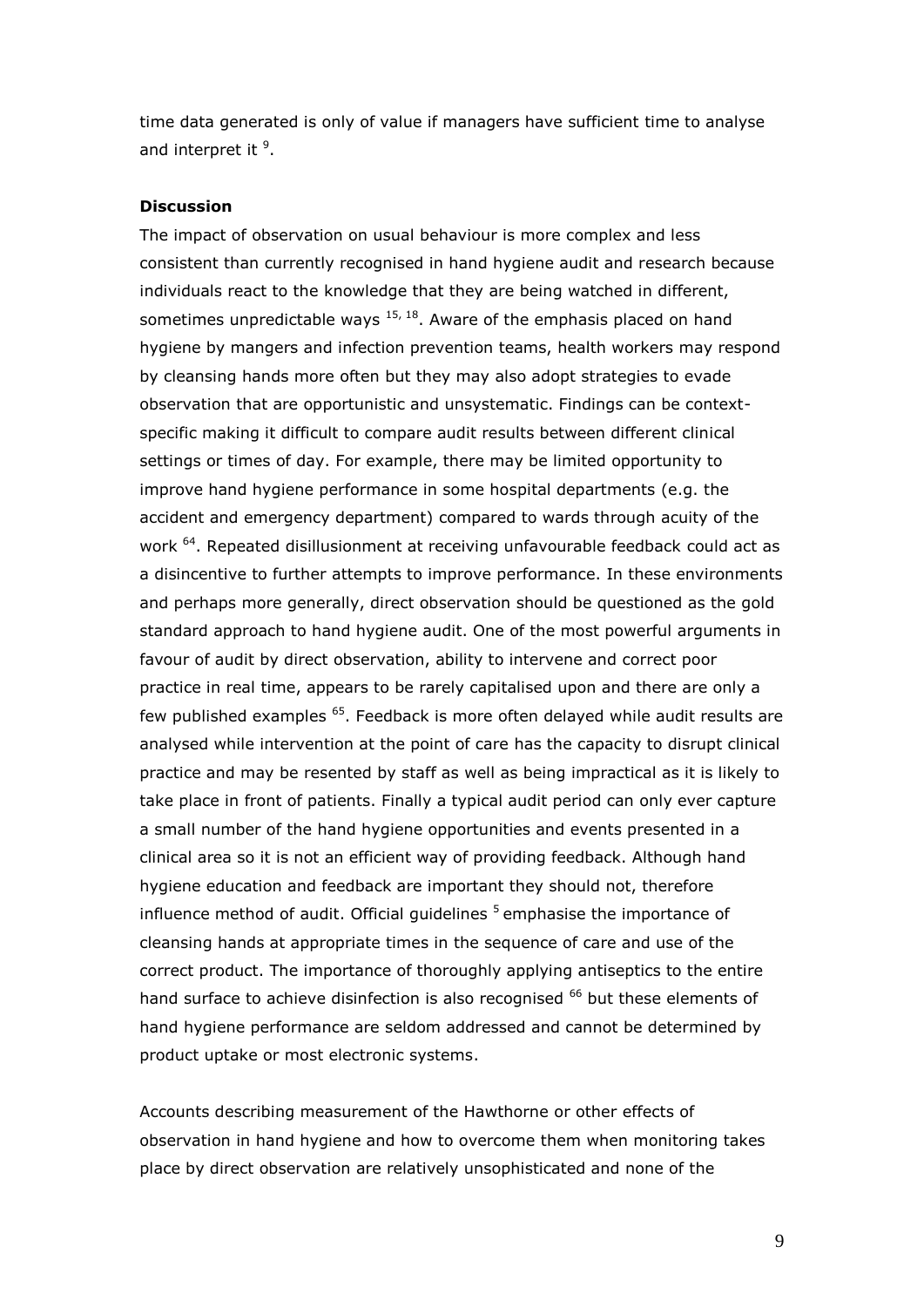time data generated is only of value if managers have sufficient time to analyse and interpret it [9].

**Discussion**

The impact of observation on usual behaviour is more complex and less consistent than currently recognised in hand hygiene audit and research because individuals react to the knowledge that they are being watched in different, sometimes unpredictable ways [15, 18]. Aware of the emphasis placed on hand hygiene by mangers and infection prevention teams, health workers may respond by cleansing hands more often but they may also adopt strategies to evade observation that are opportunistic and unsystematic. Findings can be context-specific making it difficult to compare audit results between different clinical settings or times of day. For example, there may be limited opportunity to improve hand hygiene performance in some hospital departments (e.g. the accident and emergency department) compared to wards through acuity of the work [64]. Repeated disillusionment at receiving unfavourable feedback could act as a disincentive to further attempts to improve performance. In these environments and perhaps more generally, direct observation should be questioned as the gold standard approach to hand hygiene audit. One of the most powerful arguments in favour of audit by direct observation, ability to intervene and correct poor practice in real time, appears to be rarely capitalised upon and there are only a few published examples [65]. Feedback is more often delayed while audit results are analysed while intervention at the point of care has the capacity to disrupt clinical practice and may be resented by staff as well as being impractical as it is likely to take place in front of patients. Finally a typical audit period can only ever capture a small number of the hand hygiene opportunities and events presented in a clinical area so it is not an efficient way of providing feedback. Although hand hygiene education and feedback are important they should not, therefore influence method of audit. Official guidelines [5] emphasise the importance of cleansing hands at appropriate times in the sequence of care and use of the correct product. The importance of thoroughly applying antiseptics to the entire hand surface to achieve disinfection is also recognised [66] but these elements of hand hygiene performance are seldom addressed and cannot be determined by product uptake or most electronic systems.

Accounts describing measurement of the Hawthorne or other effects of observation in hand hygiene and how to overcome them when monitoring takes place by direct observation are relatively unsophisticated and none of the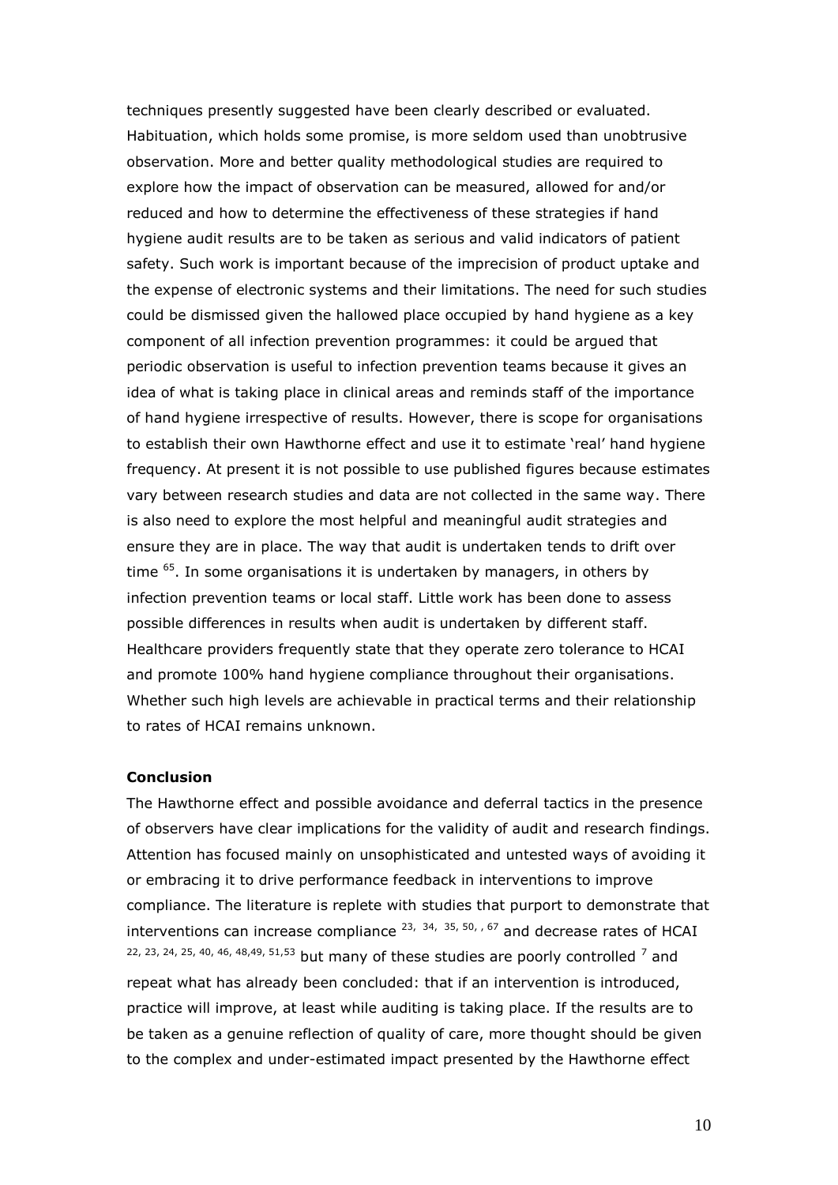techniques presently suggested have been clearly described or evaluated. Habituation, which holds some promise, is more seldom used than unobtrusive observation. More and better quality methodological studies are required to explore how the impact of observation can be measured, allowed for and/or reduced and how to determine the effectiveness of these strategies if hand hygiene audit results are to be taken as serious and valid indicators of patient safety. Such work is important because of the imprecision of product uptake and the expense of electronic systems and their limitations. The need for such studies could be dismissed given the hallowed place occupied by hand hygiene as a key component of all infection prevention programmes: it could be argued that periodic observation is useful to infection prevention teams because it gives an idea of what is taking place in clinical areas and reminds staff of the importance of hand hygiene irrespective of results. However, there is scope for organisations to establish their own Hawthorne effect and use it to estimate 'real' hand hygiene frequency. At present it is not possible to use published figures because estimates vary between research studies and data are not collected in the same way. There is also need to explore the most helpful and meaningful audit strategies and ensure they are in place. The way that audit is undertaken tends to drift over time [65]. In some organisations it is undertaken by managers, in others by infection prevention teams or local staff. Little work has been done to assess possible differences in results when audit is undertaken by different staff. Healthcare providers frequently state that they operate zero tolerance to HCAI and promote 100% hand hygiene compliance throughout their organisations. Whether such high levels are achievable in practical terms and their relationship to rates of HCAI remains unknown.

**Conclusion**

The Hawthorne effect and possible avoidance and deferral tactics in the presence of observers have clear implications for the validity of audit and research findings. Attention has focused mainly on unsophisticated and untested ways of avoiding it or embracing it to drive performance feedback in interventions to improve compliance. The literature is replete with studies that purport to demonstrate that interventions can increase compliance [23, 34, 35, 50, , 67] and decrease rates of HCAI [22, 23, 24, 25, 40, 46, 48,49, 51,53] but many of these studies are poorly controlled [7] and repeat what has already been concluded: that if an intervention is introduced, practice will improve, at least while auditing is taking place. If the results are to be taken as a genuine reflection of quality of care, more thought should be given to the complex and under-estimated impact presented by the Hawthorne effect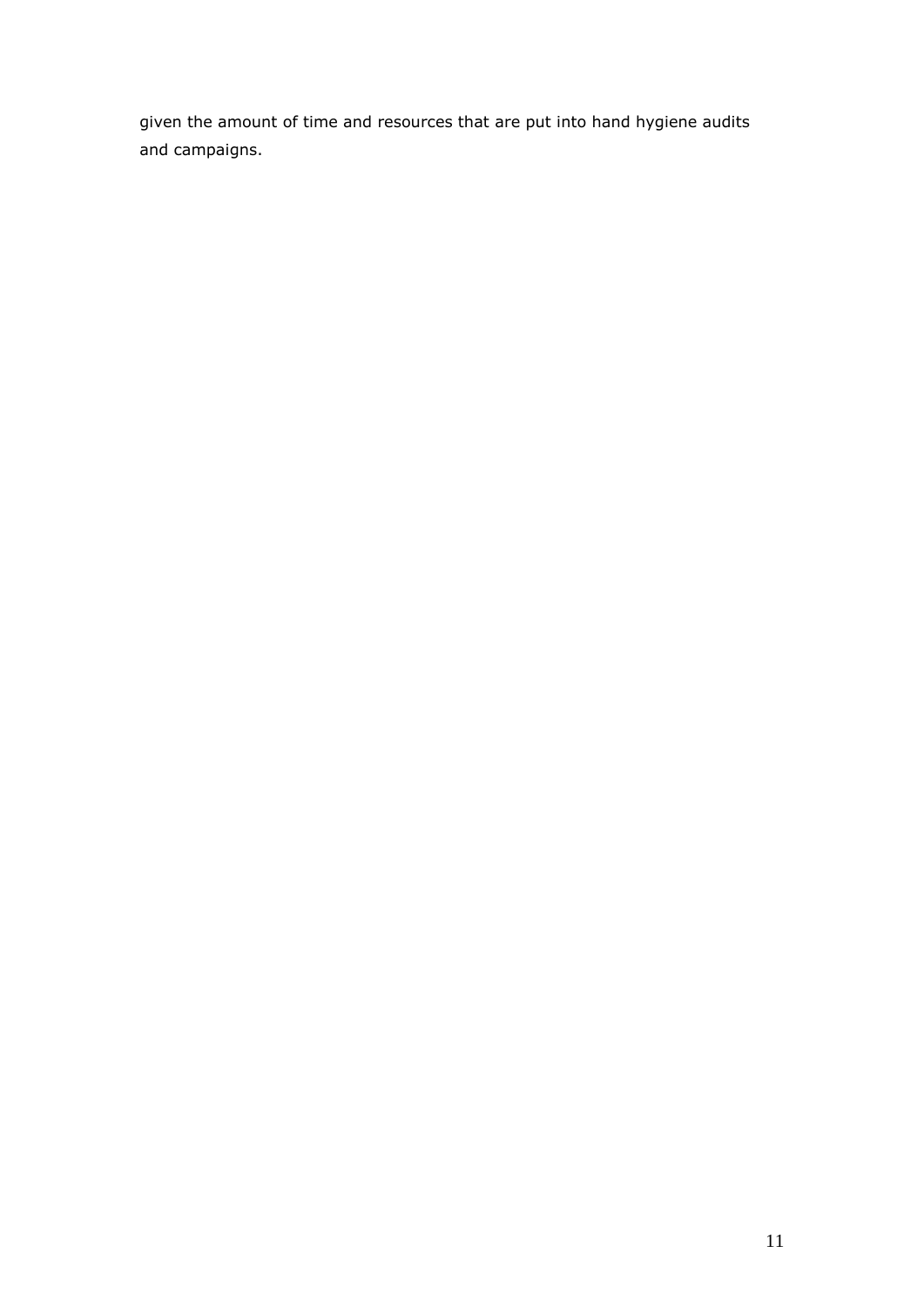given the amount of time and resources that are put into hand hygiene audits and campaigns.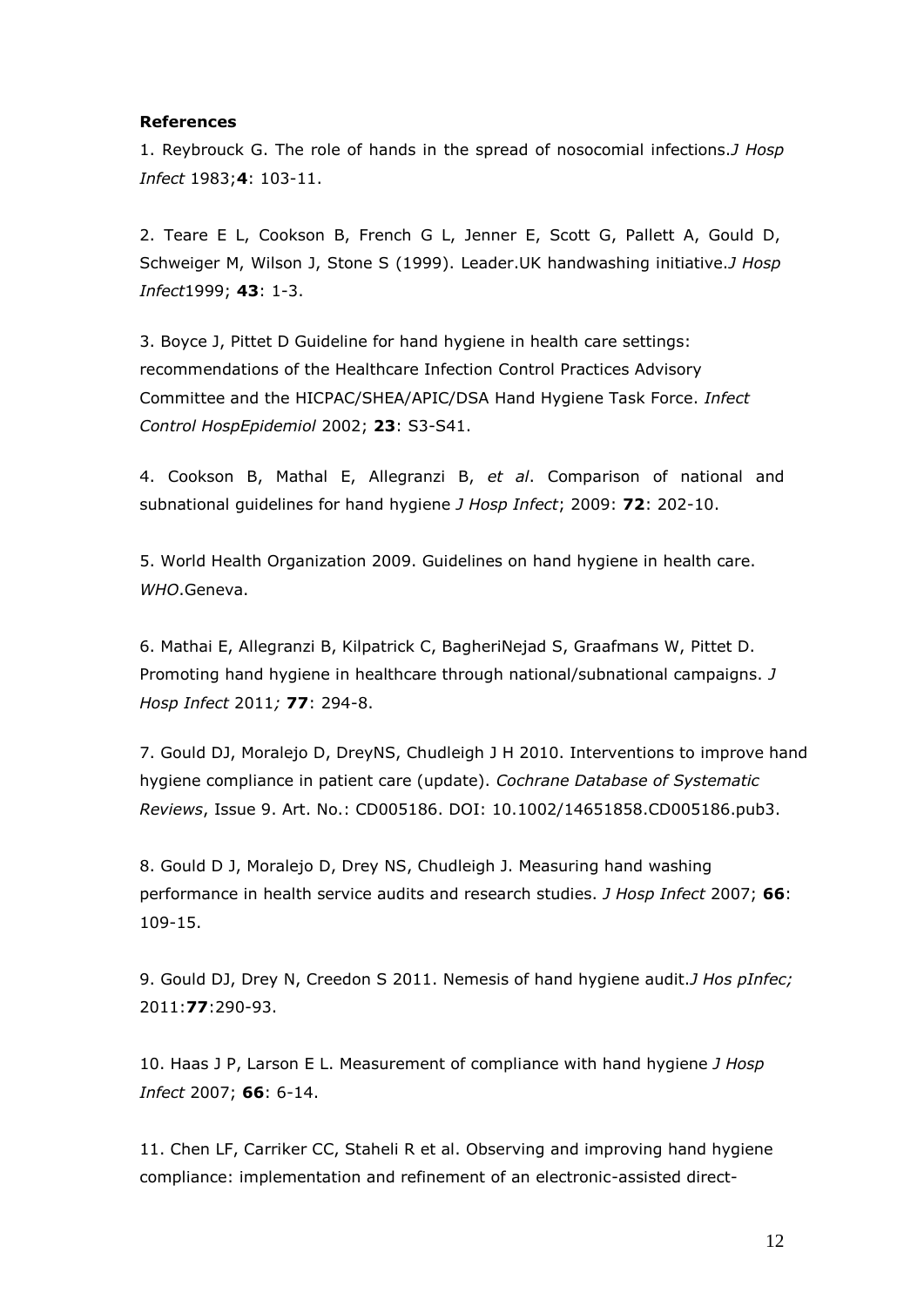**References**

1. Reybrouck G. The role of hands in the spread of nosocomial infections.*J Hosp Infect* 1983;**4**: 103-11.

2. Teare E L, Cookson B, French G L, Jenner E, Scott G, Pallett A, Gould D, Schweiger M, Wilson J, Stone S (1999). Leader.UK handwashing initiative.*J Hosp Infect*1999; **43**: 1-3.

3. Boyce J, Pittet D Guideline for hand hygiene in health care settings: recommendations of the Healthcare Infection Control Practices Advisory Committee and the HICPAC/SHEA/APIC/DSA Hand Hygiene Task Force. *Infect Control HospEpidemiol* 2002; **23**: S3-S41.

4. Cookson B, Mathal E, Allegranzi B, *et al*. Comparison of national and subnational guidelines for hand hygiene *J Hosp Infect*; 2009: **72**: 202-10.

5. World Health Organization 2009. Guidelines on hand hygiene in health care. *WHO*.Geneva.

6. Mathai E, Allegranzi B, Kilpatrick C, BagheriNejad S, Graafmans W, Pittet D. Promoting hand hygiene in healthcare through national/subnational campaigns. *J Hosp Infect* 2011*;* **77**: 294-8.

7. Gould DJ, Moralejo D, DreyNS, Chudleigh J H 2010. Interventions to improve hand hygiene compliance in patient care (update). *Cochrane Database of Systematic Reviews*, Issue 9. Art. No.: CD005186. DOI: 10.1002/14651858.CD005186.pub3.

8. Gould D J, Moralejo D, Drey NS, Chudleigh J. Measuring hand washing performance in health service audits and research studies. *J Hosp Infect* 2007; **66**: 109-15.

9. Gould DJ, Drey N, Creedon S 2011. Nemesis of hand hygiene audit.*J Hos pInfec;* 2011:**77**:290-93.

10. Haas J P, Larson E L. Measurement of compliance with hand hygiene *J Hosp Infect* 2007; **66**: 6-14.

11. Chen LF, Carriker CC, Staheli R et al. Observing and improving hand hygiene compliance: implementation and refinement of an electronic-assisted direct-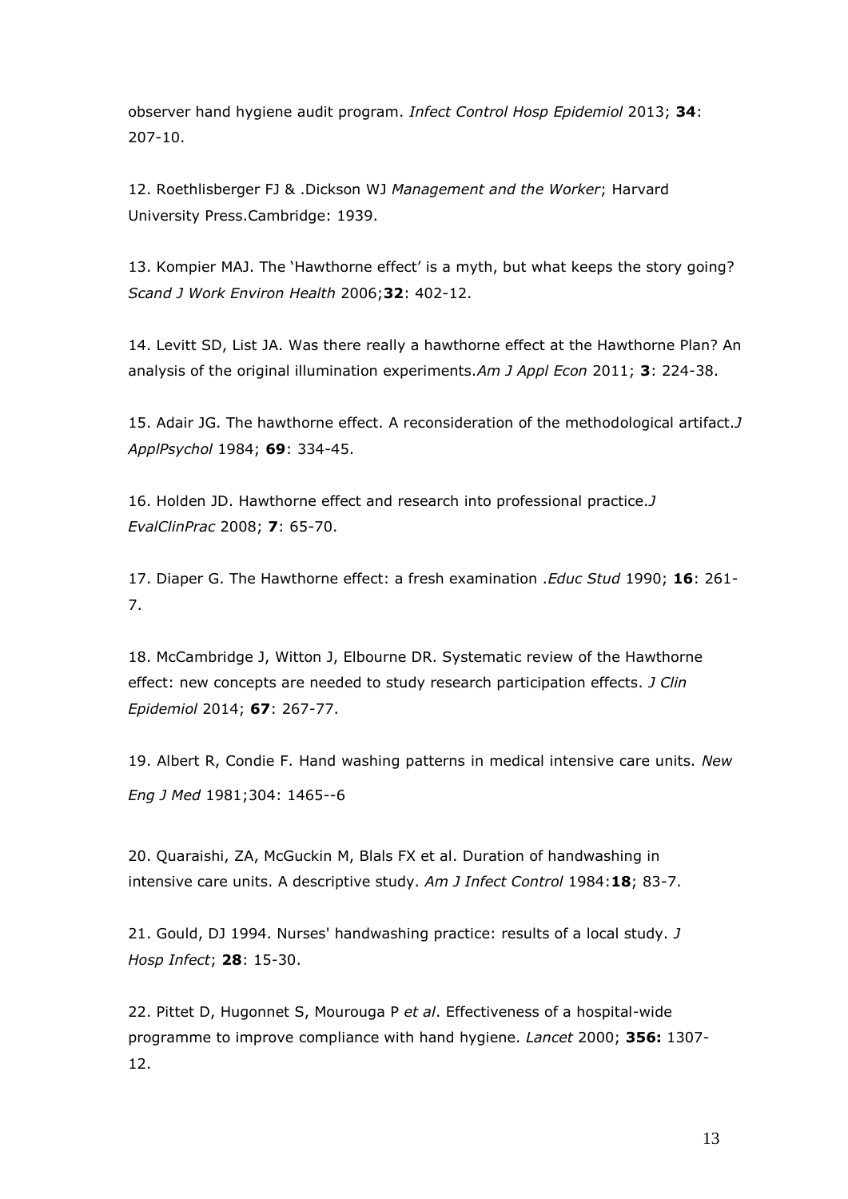observer hand hygiene audit program. *Infect Control Hosp Epidemiol* 2013; **34**: 207-10.

12. Roethlisberger FJ & .Dickson WJ *Management and the Worker*; Harvard University Press.Cambridge: 1939.

13. Kompier MAJ. The 'Hawthorne effect' is a myth, but what keeps the story going? *Scand J Work Environ Health* 2006;**32**: 402-12.

14. Levitt SD, List JA. Was there really a hawthorne effect at the Hawthorne Plan? An analysis of the original illumination experiments.*Am J Appl Econ* 2011; **3**: 224-38.

15. Adair JG. The hawthorne effect. A reconsideration of the methodological artifact.*J ApplPsychol* 1984; **69**: 334-45.

16. Holden JD. Hawthorne effect and research into professional practice.*J EvalClinPrac* 2008; **7**: 65-70.

17. Diaper G. The Hawthorne effect: a fresh examination .*Educ Stud* 1990; **16**: 261-7.

18. McCambridge J, Witton J, Elbourne DR. Systematic review of the Hawthorne effect: new concepts are needed to study research participation effects. *J Clin Epidemiol* 2014; **67**: 267-77.

19. Albert R, Condie F. Hand washing patterns in medical intensive care units. *New Eng J Med* 1981;304: 1465--6

20. Quaraishi, ZA, McGuckin M, Blals FX et al. Duration of handwashing in intensive care units. A descriptive study. *Am J Infect Control* 1984:**18**; 83-7.

21. Gould, DJ 1994. Nurses' handwashing practice: results of a local study. *J Hosp Infect*; **28**: 15-30.

22. Pittet D, Hugonnet S, Mourouga P *et al*. Effectiveness of a hospital-wide programme to improve compliance with hand hygiene. *Lancet* 2000; **356:** 1307-12.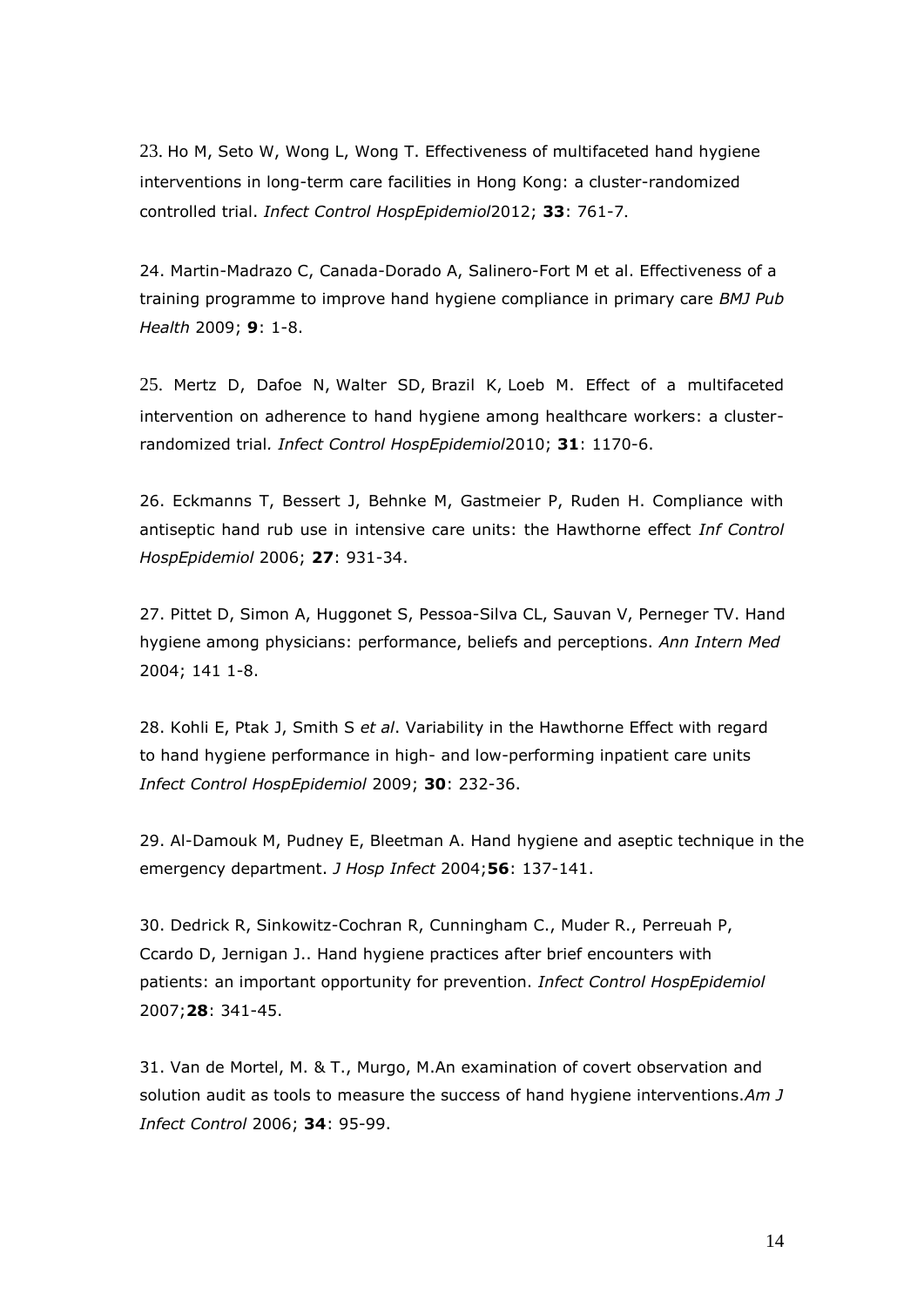23. Ho M, Seto W, Wong L, Wong T. Effectiveness of multifaceted hand hygiene interventions in long-term care facilities in Hong Kong: a cluster-randomized controlled trial. *Infect Control HospEpidemiol*2012; **33**: 761-7.

24. Martin-Madrazo C, Canada-Dorado A, Salinero-Fort M et al. Effectiveness of a training programme to improve hand hygiene compliance in primary care *BMJ Pub Health* 2009; **9**: 1-8.

25. Mertz D, Dafoe N, Walter SD, Brazil K, Loeb M. Effect of a multifaceted intervention on adherence to hand hygiene among healthcare workers: a cluster-randomized trial. *Infect Control HospEpidemiol*2010; **31**: 1170-6.

26. Eckmanns T, Bessert J, Behnke M, Gastmeier P, Ruden H. Compliance with antiseptic hand rub use in intensive care units: the Hawthorne effect *Inf Control HospEpidemiol* 2006; **27**: 931-34.

27. Pittet D, Simon A, Huggonet S, Pessoa-Silva CL, Sauvan V, Perneger TV. Hand hygiene among physicians: performance, beliefs and perceptions. *Ann Intern Med* 2004; 141 1-8.

28. Kohli E, Ptak J, Smith S *et al*. Variability in the Hawthorne Effect with regard to hand hygiene performance in high- and low-performing inpatient care units *Infect Control HospEpidemiol* 2009; **30**: 232-36.

29. Al-Damouk M, Pudney E, Bleetman A. Hand hygiene and aseptic technique in the emergency department. *J Hosp Infect* 2004;**56**: 137-141.

30. Dedrick R, Sinkowitz-Cochran R, Cunningham C., Muder R., Perreuah P, Ccardo D, Jernigan J.. Hand hygiene practices after brief encounters with patients: an important opportunity for prevention. *Infect Control HospEpidemiol* 2007;**28**: 341-45.

31. Van de Mortel, M. & T., Murgo, M.An examination of covert observation and solution audit as tools to measure the success of hand hygiene interventions.*Am J Infect Control* 2006; **34**: 95-99.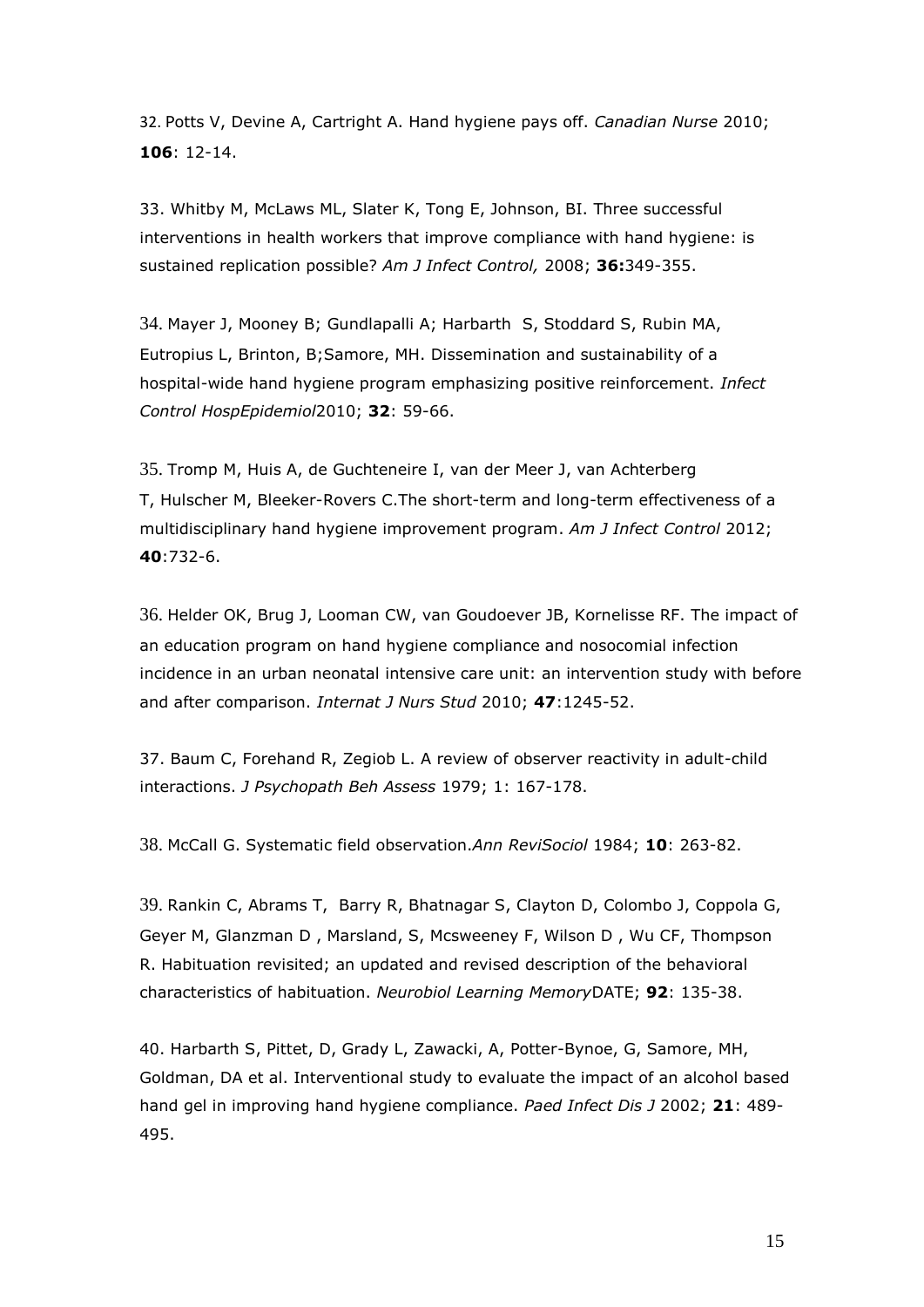32. Potts V, Devine A, Cartright A. Hand hygiene pays off. *Canadian Nurse* 2010; **106**: 12-14.

33. Whitby M, McLaws ML, Slater K, Tong E, Johnson, BI. Three successful interventions in health workers that improve compliance with hand hygiene: is sustained replication possible? *Am J Infect Control,* 2008; **36:**349-355.

34. Mayer J, Mooney B; Gundlapalli A; Harbarth S, Stoddard S, Rubin MA, Eutropius L, Brinton, B;Samore, MH. Dissemination and sustainability of a hospital-wide hand hygiene program emphasizing positive reinforcement. *Infect Control HospEpidemiol*2010; **32**: 59-66.

35. Tromp M, Huis A, de Guchteneire I, van der Meer J, van Achterberg T, Hulscher M, Bleeker-Rovers C.The short-term and long-term effectiveness of a multidisciplinary hand hygiene improvement program. *Am J Infect Control* 2012; **40**:732-6.

36. Helder OK, Brug J, Looman CW, van Goudoever JB, Kornelisse RF. The impact of an education program on hand hygiene compliance and nosocomial infection incidence in an urban neonatal intensive care unit: an intervention study with before and after comparison. *Internat J Nurs Stud* 2010; **47**:1245-52.

37. Baum C, Forehand R, Zegiob L. A review of observer reactivity in adult-child interactions. *J Psychopath Beh Assess* 1979; 1: 167-178.

38. McCall G. Systematic field observation.*Ann ReviSociol* 1984; **10**: 263-82.

39. Rankin C, Abrams T, Barry R, Bhatnagar S, Clayton D, Colombo J, Coppola G, Geyer M, Glanzman D , Marsland, S, Mcsweeney F, Wilson D , Wu CF, Thompson R. Habituation revisited; an updated and revised description of the behavioral characteristics of habituation. *Neurobiol Learning Memory*DATE; **92**: 135-38.

40. Harbarth S, Pittet, D, Grady L, Zawacki, A, Potter-Bynoe, G, Samore, MH, Goldman, DA et al. Interventional study to evaluate the impact of an alcohol based hand gel in improving hand hygiene compliance. *Paed Infect Dis J* 2002; **21**: 489-495.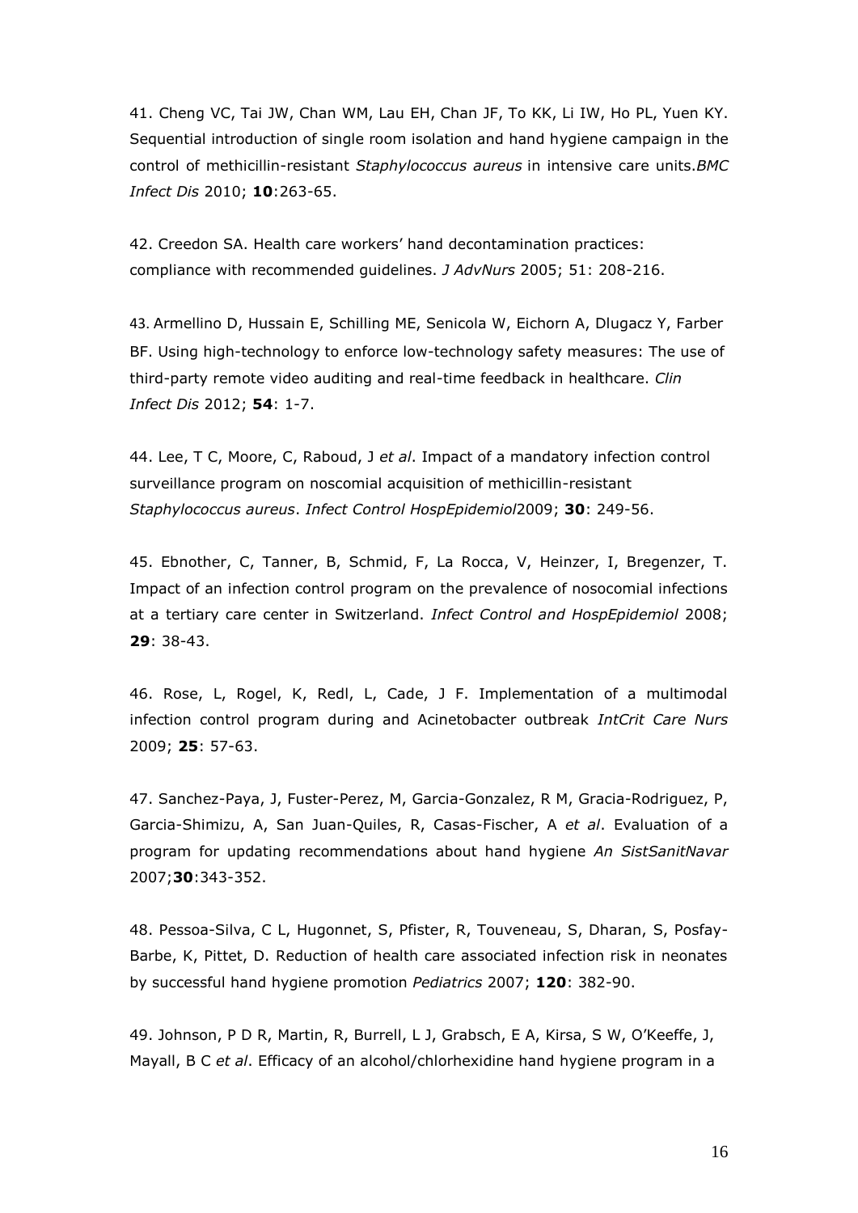41. Cheng VC, Tai JW, Chan WM, Lau EH, Chan JF, To KK, Li IW, Ho PL, Yuen KY. Sequential introduction of single room isolation and hand hygiene campaign in the control of methicillin-resistant *Staphylococcus aureus* in intensive care units.*BMC Infect Dis* 2010; **10**:263-65.

42. Creedon SA. Health care workers' hand decontamination practices: compliance with recommended guidelines. *J AdvNurs* 2005; 51: 208-216.

43. Armellino D, Hussain E, Schilling ME, Senicola W, Eichorn A, Dlugacz Y, Farber BF. Using high-technology to enforce low-technology safety measures: The use of third-party remote video auditing and real-time feedback in healthcare. *Clin Infect Dis* 2012; **54**: 1-7.

44. Lee, T C, Moore, C, Raboud, J *et al*. Impact of a mandatory infection control surveillance program on noscomial acquisition of methicillin-resistant *Staphylococcus aureus*. *Infect Control HospEpidemiol*2009; **30**: 249-56.

45. Ebnother, C, Tanner, B, Schmid, F, La Rocca, V, Heinzer, I, Bregenzer, T. Impact of an infection control program on the prevalence of nosocomial infections at a tertiary care center in Switzerland. *Infect Control and HospEpidemiol* 2008; **29**: 38-43.

46. Rose, L, Rogel, K, Redl, L, Cade, J F. Implementation of a multimodal infection control program during and Acinetobacter outbreak *IntCrit Care Nurs* 2009; **25**: 57-63.

47. Sanchez-Paya, J, Fuster-Perez, M, Garcia-Gonzalez, R M, Gracia-Rodriguez, P, Garcia-Shimizu, A, San Juan-Quiles, R, Casas-Fischer, A *et al*. Evaluation of a program for updating recommendations about hand hygiene *An SistSanitNavar* 2007;**30**:343-352.

48. Pessoa-Silva, C L, Hugonnet, S, Pfister, R, Touveneau, S, Dharan, S, Posfay-Barbe, K, Pittet, D. Reduction of health care associated infection risk in neonates by successful hand hygiene promotion *Pediatrics* 2007; **120**: 382-90.

49. Johnson, P D R, Martin, R, Burrell, L J, Grabsch, E A, Kirsa, S W, O'Keeffe, J, Mayall, B C *et al*. Efficacy of an alcohol/chlorhexidine hand hygiene program in a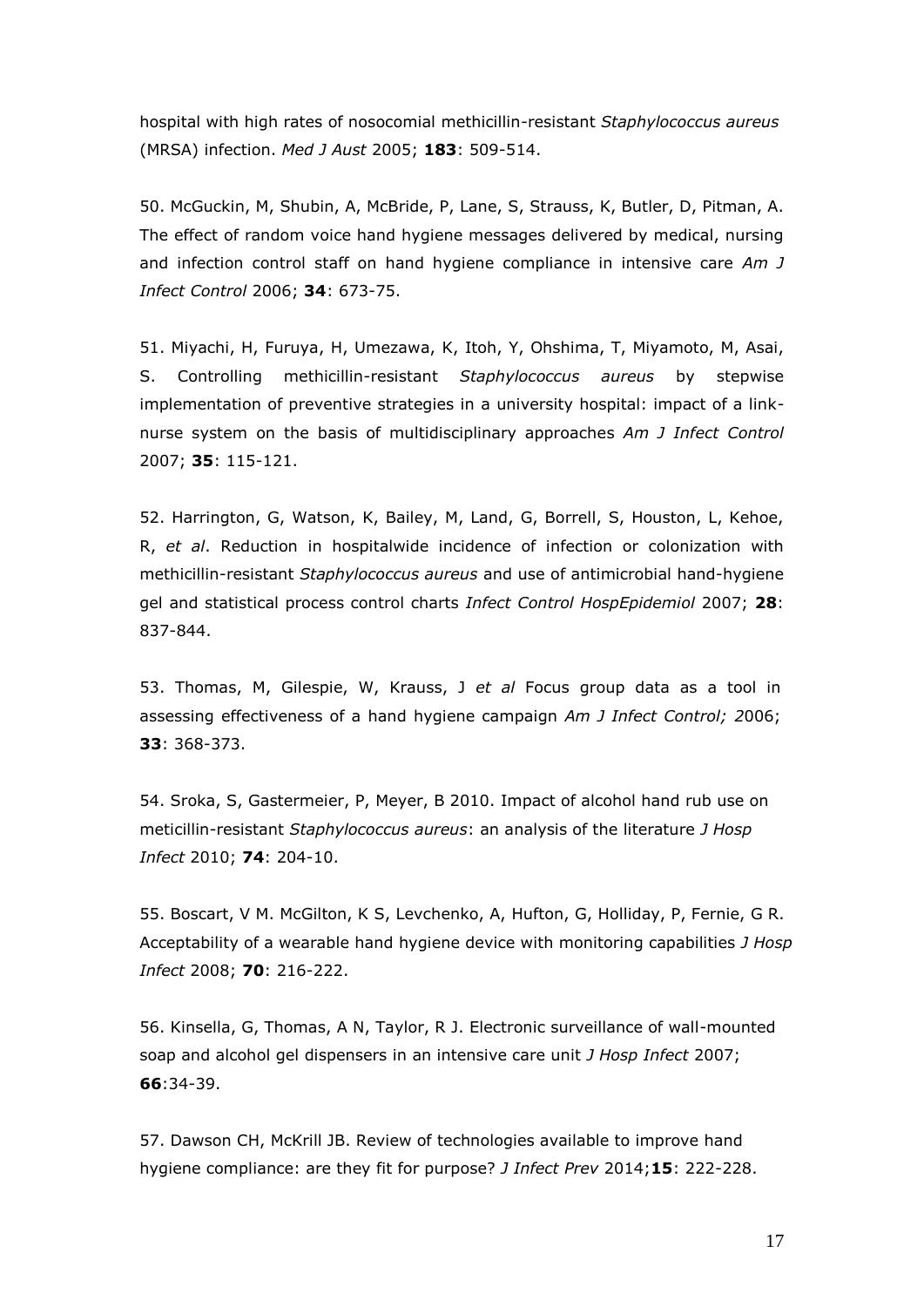hospital with high rates of nosocomial methicillin-resistant *Staphylococcus aureus* (MRSA) infection. *Med J Aust* 2005; **183**: 509-514.

50. McGuckin, M, Shubin, A, McBride, P, Lane, S, Strauss, K, Butler, D, Pitman, A. The effect of random voice hand hygiene messages delivered by medical, nursing and infection control staff on hand hygiene compliance in intensive care *Am J Infect Control* 2006; **34**: 673-75.

51. Miyachi, H, Furuya, H, Umezawa, K, Itoh, Y, Ohshima, T, Miyamoto, M, Asai, S. Controlling methicillin-resistant *Staphylococcus aureus* by stepwise implementation of preventive strategies in a university hospital: impact of a link-nurse system on the basis of multidisciplinary approaches *Am J Infect Control* 2007; **35**: 115-121.

52. Harrington, G, Watson, K, Bailey, M, Land, G, Borrell, S, Houston, L, Kehoe, R, *et al*. Reduction in hospitalwide incidence of infection or colonization with methicillin-resistant *Staphylococcus aureus* and use of antimicrobial hand-hygiene gel and statistical process control charts *Infect Control HospEpidemiol* 2007; **28**: 837-844.

53. Thomas, M, Gilespie, W, Krauss, J *et al* Focus group data as a tool in assessing effectiveness of a hand hygiene campaign *Am J Infect Control; 2*006; **33**: 368-373.

54. Sroka, S, Gastermeier, P, Meyer, B 2010. Impact of alcohol hand rub use on meticillin-resistant *Staphylococcus aureus*: an analysis of the literature *J Hosp Infect* 2010; **74**: 204-10.

55. Boscart, V M. McGilton, K S, Levchenko, A, Hufton, G, Holliday, P, Fernie, G R. Acceptability of a wearable hand hygiene device with monitoring capabilities *J Hosp Infect* 2008; **70**: 216-222.

56. Kinsella, G, Thomas, A N, Taylor, R J. Electronic surveillance of wall-mounted soap and alcohol gel dispensers in an intensive care unit *J Hosp Infect* 2007; **66**:34-39.

57. Dawson CH, McKrill JB. Review of technologies available to improve hand hygiene compliance: are they fit for purpose? *J Infect Prev* 2014;**15**: 222-228.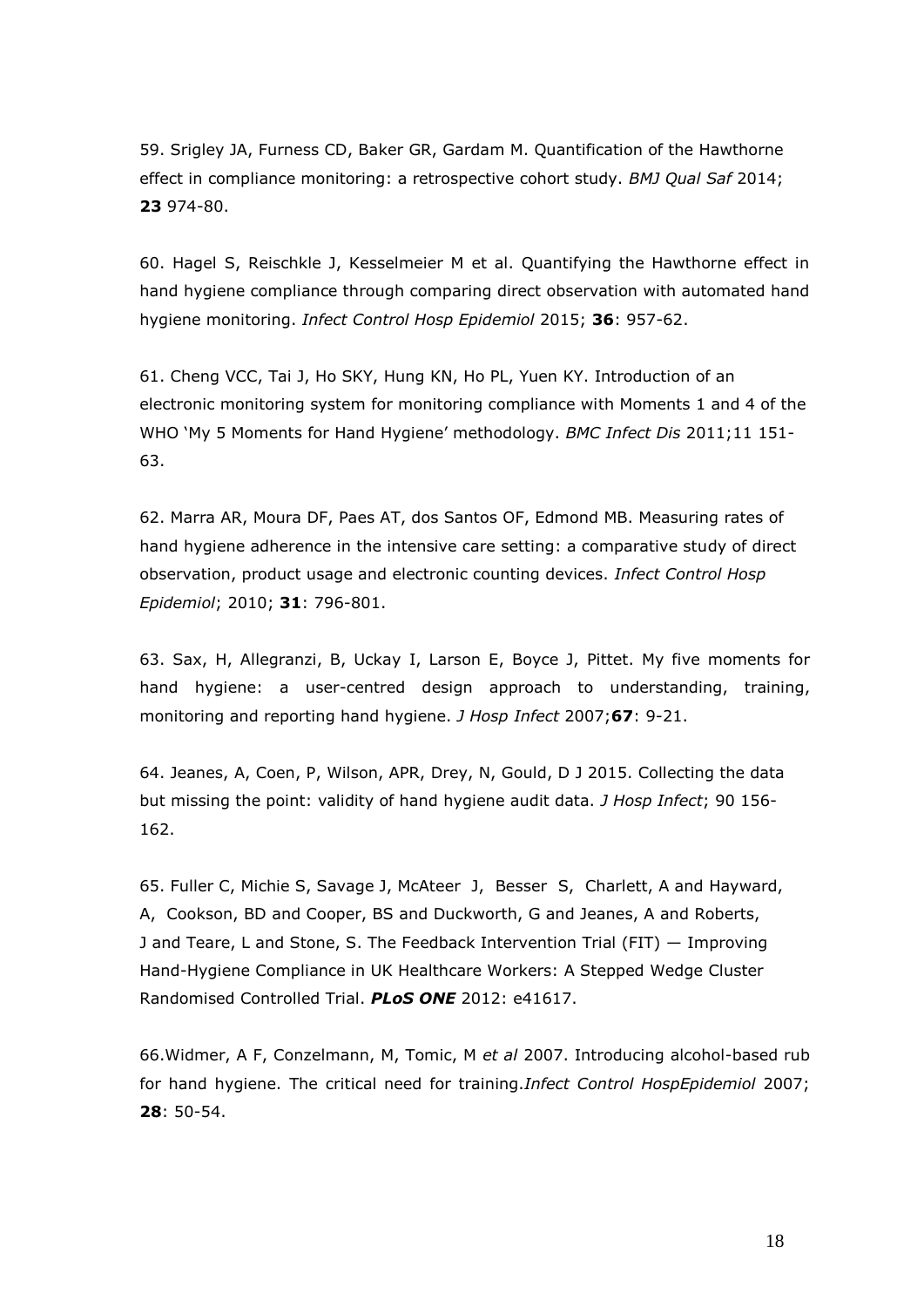59. Srigley JA, Furness CD, Baker GR, Gardam M. Quantification of the Hawthorne effect in compliance monitoring: a retrospective cohort study. *BMJ Qual Saf* 2014; **23** 974-80.

60. Hagel S, Reischkle J, Kesselmeier M et al. Quantifying the Hawthorne effect in hand hygiene compliance through comparing direct observation with automated hand hygiene monitoring. *Infect Control Hosp Epidemiol* 2015; **36**: 957-62.

61. Cheng VCC, Tai J, Ho SKY, Hung KN, Ho PL, Yuen KY. Introduction of an electronic monitoring system for monitoring compliance with Moments 1 and 4 of the WHO 'My 5 Moments for Hand Hygiene' methodology. *BMC Infect Dis* 2011;11 151-63.

62. Marra AR, Moura DF, Paes AT, dos Santos OF, Edmond MB. Measuring rates of hand hygiene adherence in the intensive care setting: a comparative study of direct observation, product usage and electronic counting devices. *Infect Control Hosp Epidemiol*; 2010; **31**: 796-801.

63. Sax, H, Allegranzi, B, Uckay I, Larson E, Boyce J, Pittet. My five moments for hand hygiene: a user-centred design approach to understanding, training, monitoring and reporting hand hygiene. *J Hosp Infect* 2007;**67**: 9-21.

64. Jeanes, A, Coen, P, Wilson, APR, Drey, N, Gould, D J 2015. Collecting the data but missing the point: validity of hand hygiene audit data. *J Hosp Infect*; 90 156-162.

65. Fuller C, Michie S, Savage J, McAteer J, Besser S, Charlett, A and Hayward, A, Cookson, BD and Cooper, BS and Duckworth, G and Jeanes, A and Roberts, J and Teare, L and Stone, S. The Feedback Intervention Trial (FIT) — Improving Hand-Hygiene Compliance in UK Healthcare Workers: A Stepped Wedge Cluster Randomised Controlled Trial. ***PLoS ONE*** 2012: e41617.

66.Widmer, A F, Conzelmann, M, Tomic, M *et al* 2007. Introducing alcohol-based rub for hand hygiene. The critical need for training.*Infect Control HospEpidemiol* 2007; **28**: 50-54.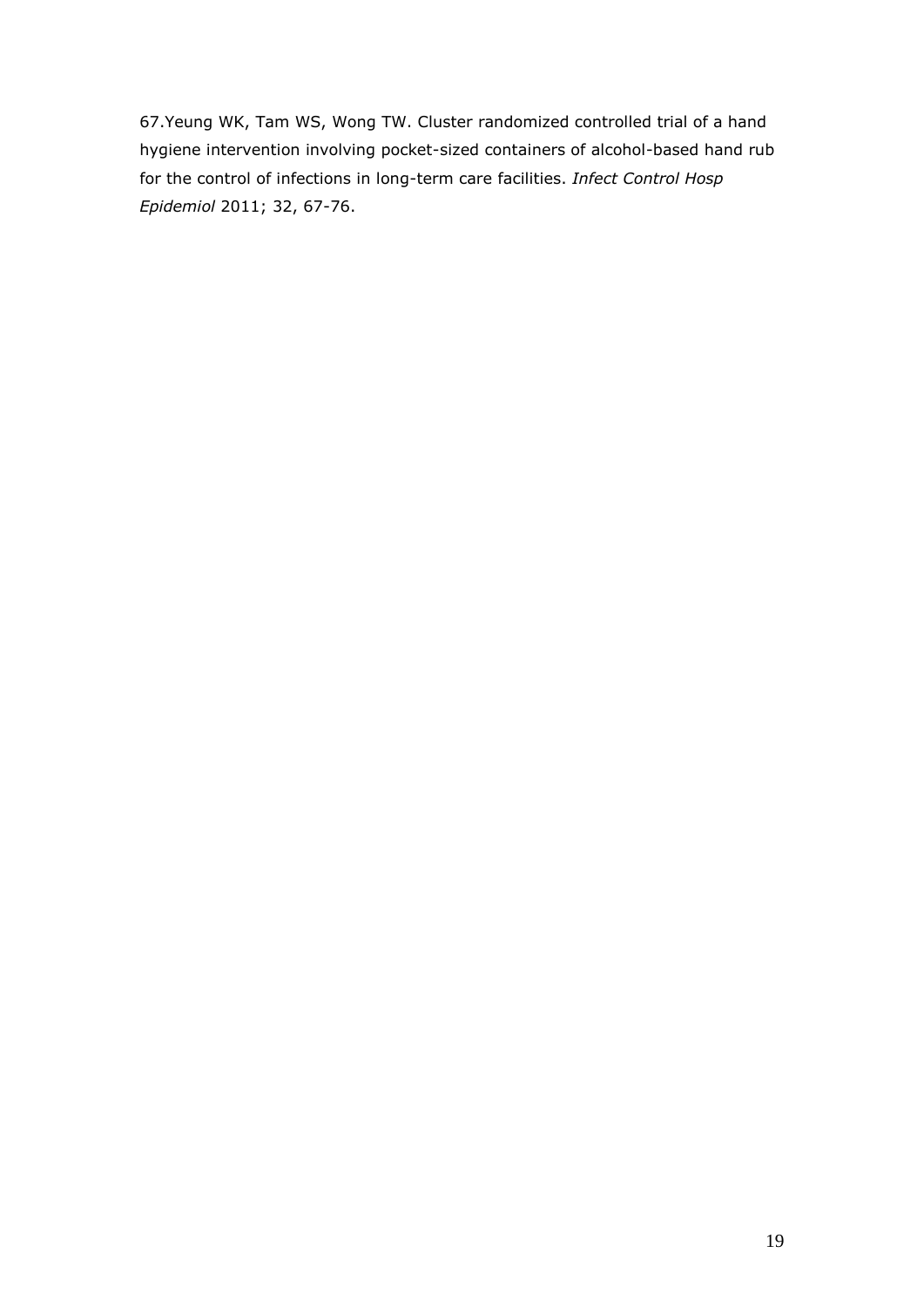67.Yeung WK, Tam WS, Wong TW. Cluster randomized controlled trial of a hand hygiene intervention involving pocket-sized containers of alcohol-based hand rub for the control of infections in long-term care facilities. *Infect Control Hosp Epidemiol* 2011; 32, 67-76.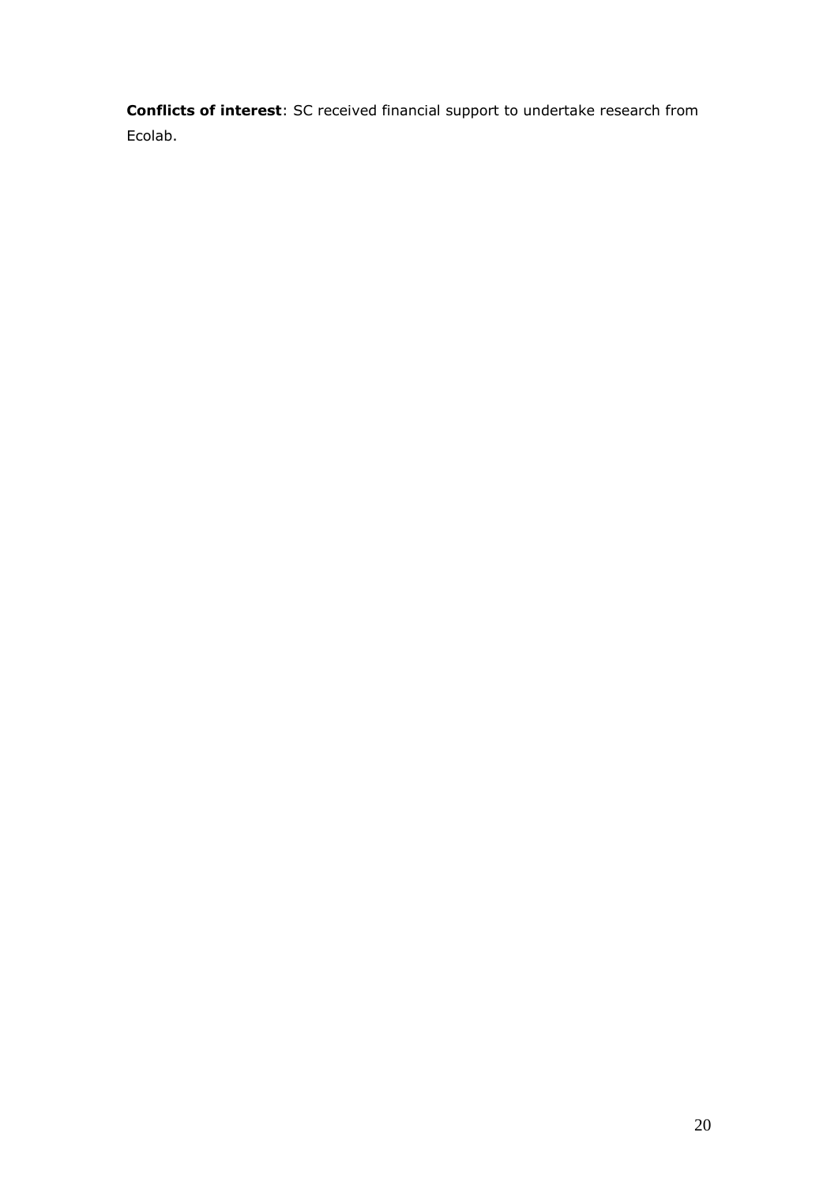**Conflicts of interest**: SC received financial support to undertake research from Ecolab.